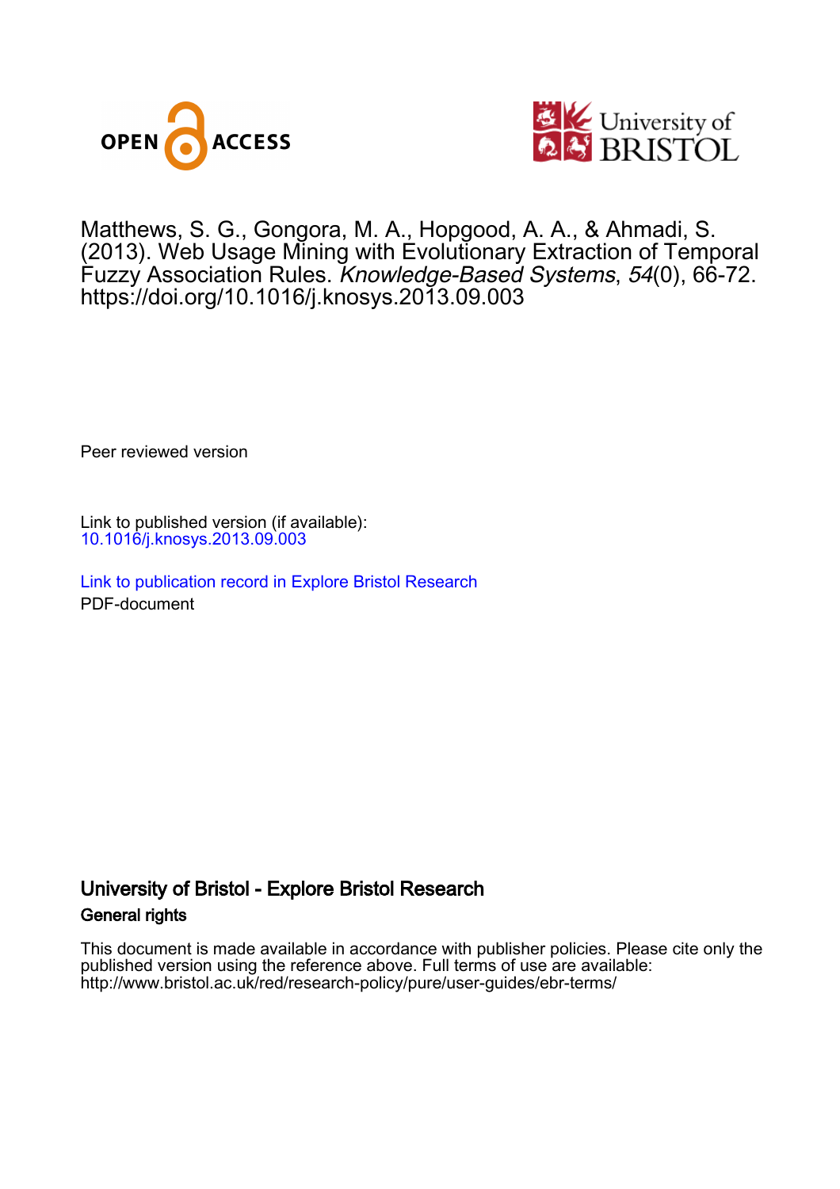Matthews, S. G., Gongora, M. A., Hopgood, A. A., & Ahmadi, S. (2013). Web Usage Mining with Evolutionary Extraction of Temporal Fuzzy Association Rules. *Knowledge-Based Systems*, *54*(0), 66-72. https://doi.org/10.1016/j.knosys.2013.09.003

Peer reviewed version

Link to published version (if available):
10.1016/j.knosys.2013.09.003

Link to publication record in Explore Bristol Research
PDF-document

## University of Bristol - Explore Bristol Research

### General rights

This document is made available in accordance with publisher policies. Please cite only the published version using the reference above. Full terms of use are available: http://www.bristol.ac.uk/red/research-policy/pure/user-guides/ebr-terms/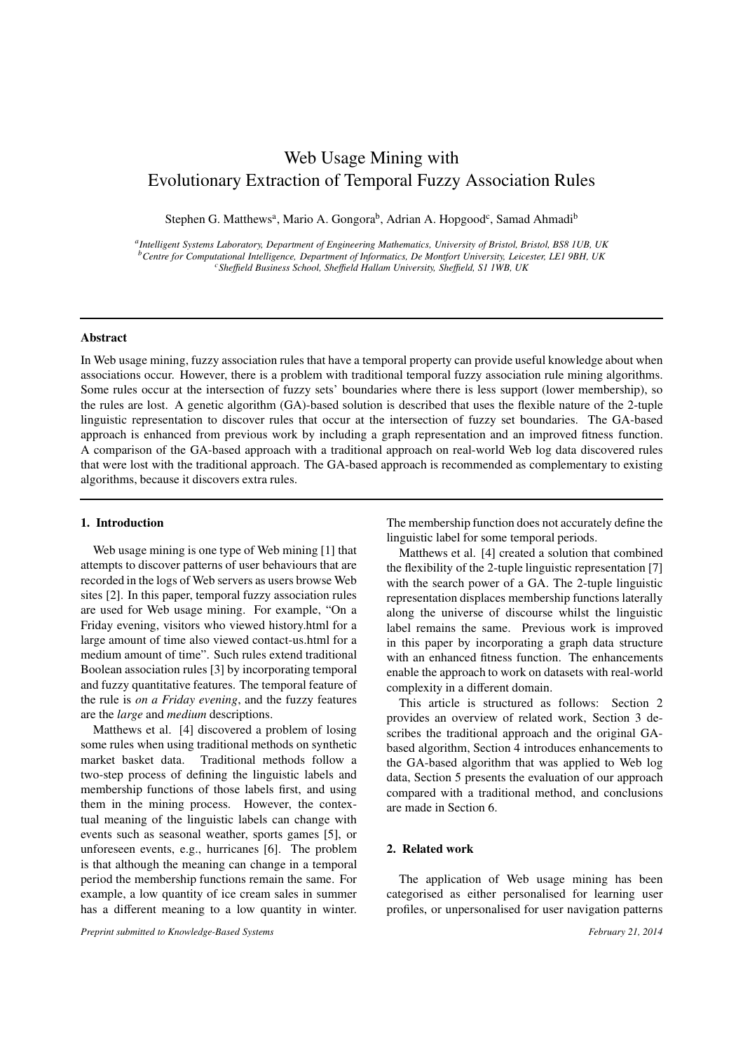# Web Usage Mining with Evolutionary Extraction of Temporal Fuzzy Association Rules

Stephen G. Matthews[a], Mario A. Gongora[b], Adrian A. Hopgood[c], Samad Ahmadi[b]

[a] *Intelligent Systems Laboratory, Department of Engineering Mathematics, University of Bristol, Bristol, BS8 1UB, UK*
[b] *Centre for Computational Intelligence, Department of Informatics, De Montfort University, Leicester, LE1 9BH, UK*
[c] *Sheffield Business School, Sheffield Hallam University, Sheffield, S1 1WB, UK*

---

### Abstract

In Web usage mining, fuzzy association rules that have a temporal property can provide useful knowledge about when associations occur. However, there is a problem with traditional temporal fuzzy association rule mining algorithms. Some rules occur at the intersection of fuzzy sets' boundaries where there is less support (lower membership), so the rules are lost. A genetic algorithm (GA)-based solution is described that uses the flexible nature of the 2-tuple linguistic representation to discover rules that occur at the intersection of fuzzy set boundaries. The GA-based approach is enhanced from previous work by including a graph representation and an improved fitness function. A comparison of the GA-based approach with a traditional approach on real-world Web log data discovered rules that were lost with the traditional approach. The GA-based approach is recommended as complementary to existing algorithms, because it discovers extra rules.

---

## 1. Introduction

Web usage mining is one type of Web mining [1] that attempts to discover patterns of user behaviours that are recorded in the logs of Web servers as users browse Web sites [2]. In this paper, temporal fuzzy association rules are used for Web usage mining. For example, "On a Friday evening, visitors who viewed history.html for a large amount of time also viewed contact-us.html for a medium amount of time". Such rules extend traditional Boolean association rules [3] by incorporating temporal and fuzzy quantitative features. The temporal feature of the rule is *on a Friday evening*, and the fuzzy features are the *large* and *medium* descriptions.

Matthews et al. [4] discovered a problem of losing some rules when using traditional methods on synthetic market basket data. Traditional methods follow a two-step process of defining the linguistic labels and membership functions of those labels first, and using them in the mining process. However, the contextual meaning of the linguistic labels can change with events such as seasonal weather, sports games [5], or unforeseen events, e.g., hurricanes [6]. The problem is that although the meaning can change in a temporal period the membership functions remain the same. For example, a low quantity of ice cream sales in summer has a different meaning to a low quantity in winter. The membership function does not accurately define the linguistic label for some temporal periods.

Matthews et al. [4] created a solution that combined the flexibility of the 2-tuple linguistic representation [7] with the search power of a GA. The 2-tuple linguistic representation displaces membership functions laterally along the universe of discourse whilst the linguistic label remains the same. Previous work is improved in this paper by incorporating a graph data structure with an enhanced fitness function. The enhancements enable the approach to work on datasets with real-world complexity in a different domain.

This article is structured as follows: Section 2 provides an overview of related work, Section 3 describes the traditional approach and the original GA-based algorithm, Section 4 introduces enhancements to the GA-based algorithm that was applied to Web log data, Section 5 presents the evaluation of our approach compared with a traditional method, and conclusions are made in Section 6.

## 2. Related work

The application of Web usage mining has been categorised as either personalised for learning user profiles, or unpersonalised for user navigation patterns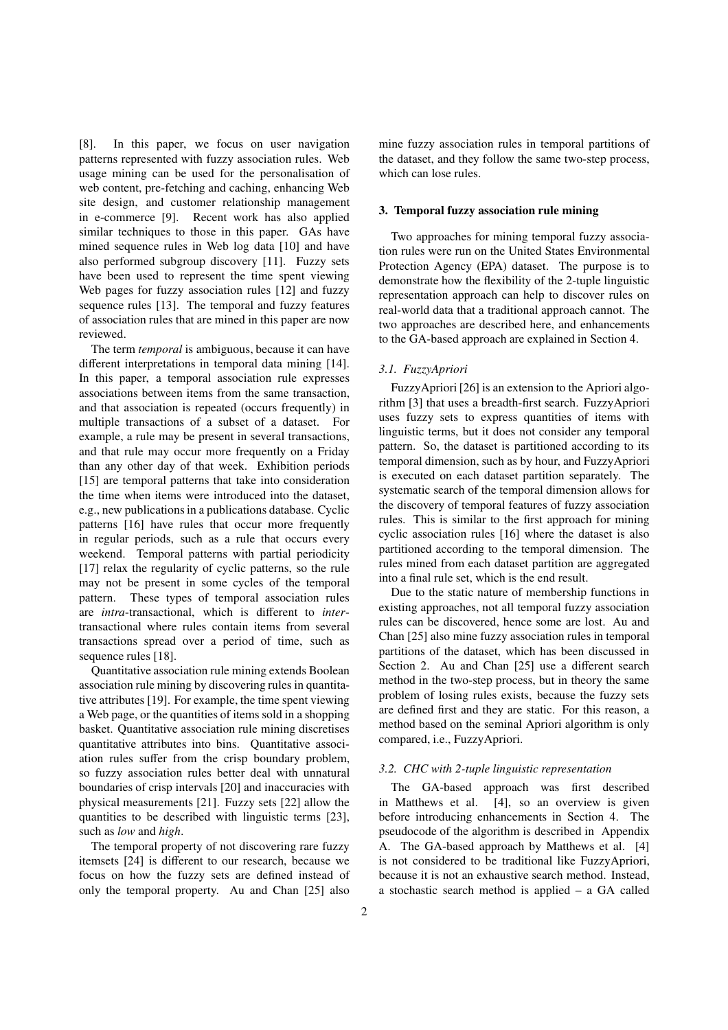[8]. In this paper, we focus on user navigation patterns represented with fuzzy association rules. Web usage mining can be used for the personalisation of web content, pre-fetching and caching, enhancing Web site design, and customer relationship management in e-commerce [9]. Recent work has also applied similar techniques to those in this paper. GAs have mined sequence rules in Web log data [10] and have also performed subgroup discovery [11]. Fuzzy sets have been used to represent the time spent viewing Web pages for fuzzy association rules [12] and fuzzy sequence rules [13]. The temporal and fuzzy features of association rules that are mined in this paper are now reviewed.

The term *temporal* is ambiguous, because it can have different interpretations in temporal data mining [14]. In this paper, a temporal association rule expresses associations between items from the same transaction, and that association is repeated (occurs frequently) in multiple transactions of a subset of a dataset. For example, a rule may be present in several transactions, and that rule may occur more frequently on a Friday than any other day of that week. Exhibition periods [15] are temporal patterns that take into consideration the time when items were introduced into the dataset, e.g., new publications in a publications database. Cyclic patterns [16] have rules that occur more frequently in regular periods, such as a rule that occurs every weekend. Temporal patterns with partial periodicity [17] relax the regularity of cyclic patterns, so the rule may not be present in some cycles of the temporal pattern. These types of temporal association rules are *intra*-transactional, which is different to *inter*-transactional where rules contain items from several transactions spread over a period of time, such as sequence rules [18].

Quantitative association rule mining extends Boolean association rule mining by discovering rules in quantitative attributes [19]. For example, the time spent viewing a Web page, or the quantities of items sold in a shopping basket. Quantitative association rule mining discretises quantitative attributes into bins. Quantitative association rules suffer from the crisp boundary problem, so fuzzy association rules better deal with unnatural boundaries of crisp intervals [20] and inaccuracies with physical measurements [21]. Fuzzy sets [22] allow the quantities to be described with linguistic terms [23], such as *low* and *high*.

The temporal property of not discovering rare fuzzy itemsets [24] is different to our research, because we focus on how the fuzzy sets are defined instead of only the temporal property. Au and Chan [25] also mine fuzzy association rules in temporal partitions of the dataset, and they follow the same two-step process, which can lose rules.

## 3. Temporal fuzzy association rule mining

Two approaches for mining temporal fuzzy association rules were run on the United States Environmental Protection Agency (EPA) dataset. The purpose is to demonstrate how the flexibility of the 2-tuple linguistic representation approach can help to discover rules on real-world data that a traditional approach cannot. The two approaches are described here, and enhancements to the GA-based approach are explained in Section 4.

### 3.1. FuzzyApriori

FuzzyApriori [26] is an extension to the Apriori algorithm [3] that uses a breadth-first search. FuzzyApriori uses fuzzy sets to express quantities of items with linguistic terms, but it does not consider any temporal pattern. So, the dataset is partitioned according to its temporal dimension, such as by hour, and FuzzyApriori is executed on each dataset partition separately. The systematic search of the temporal dimension allows for the discovery of temporal features of fuzzy association rules. This is similar to the first approach for mining cyclic association rules [16] where the dataset is also partitioned according to the temporal dimension. The rules mined from each dataset partition are aggregated into a final rule set, which is the end result.

Due to the static nature of membership functions in existing approaches, not all temporal fuzzy association rules can be discovered, hence some are lost. Au and Chan [25] also mine fuzzy association rules in temporal partitions of the dataset, which has been discussed in Section 2. Au and Chan [25] use a different search method in the two-step process, but in theory the same problem of losing rules exists, because the fuzzy sets are defined first and they are static. For this reason, a method based on the seminal Apriori algorithm is only compared, i.e., FuzzyApriori.

### 3.2. CHC with 2-tuple linguistic representation

The GA-based approach was first described in Matthews et al. [4], so an overview is given before introducing enhancements in Section 4. The pseudocode of the algorithm is described in Appendix A. The GA-based approach by Matthews et al. [4] is not considered to be traditional like FuzzyApriori, because it is not an exhaustive search method. Instead, a stochastic search method is applied – a GA called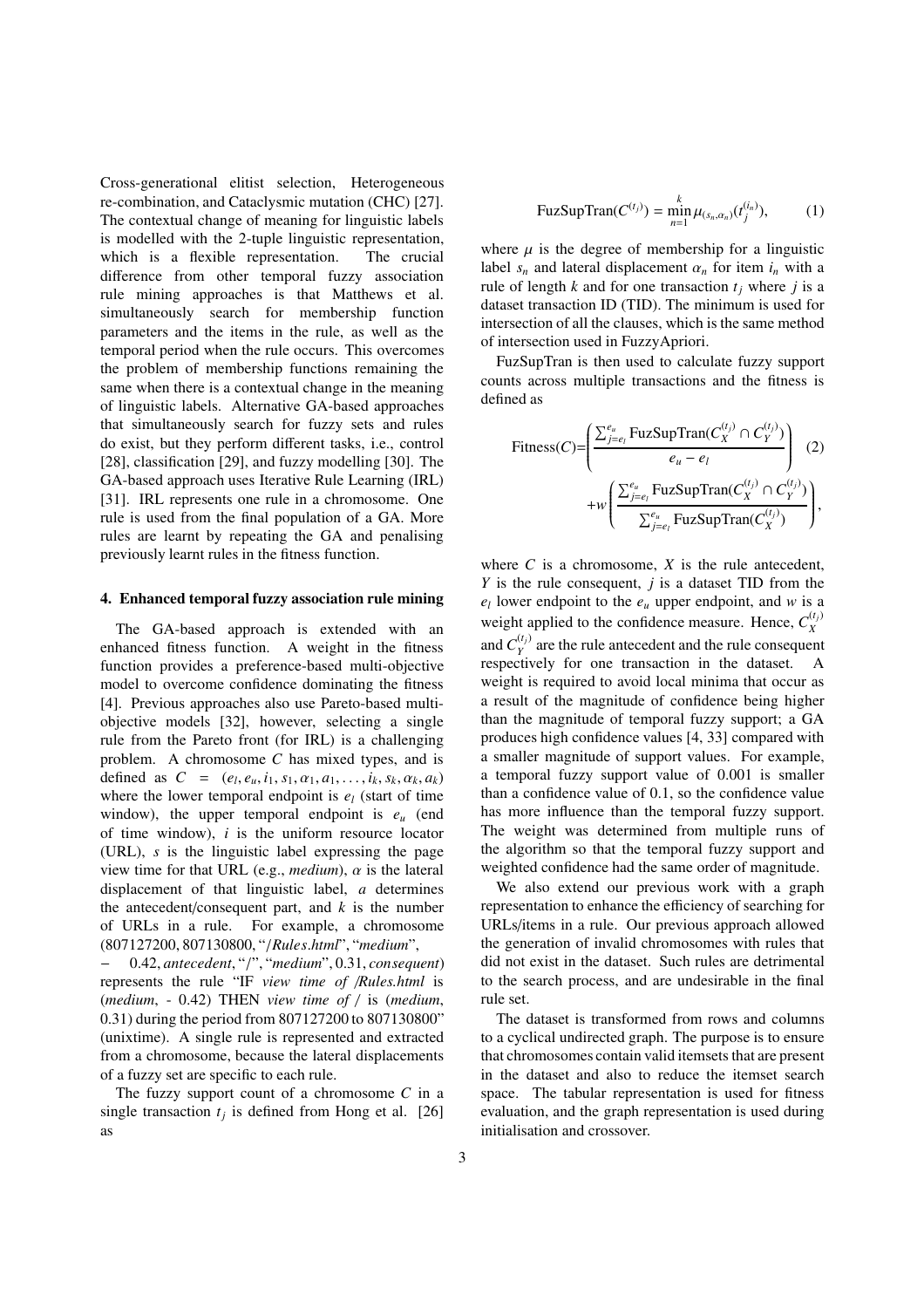Cross-generational elitist selection, Heterogeneous re-combination, and Cataclysmic mutation (CHC) [27]. The contextual change of meaning for linguistic labels is modelled with the 2-tuple linguistic representation, which is a flexible representation. The crucial difference from other temporal fuzzy association rule mining approaches is that Matthews et al. simultaneously search for membership function parameters and the items in the rule, as well as the temporal period when the rule occurs. This overcomes the problem of membership functions remaining the same when there is a contextual change in the meaning of linguistic labels. Alternative GA-based approaches that simultaneously search for fuzzy sets and rules do exist, but they perform different tasks, i.e., control [28], classification [29], and fuzzy modelling [30]. The GA-based approach uses Iterative Rule Learning (IRL) [31]. IRL represents one rule in a chromosome. One rule is used from the final population of a GA. More rules are learnt by repeating the GA and penalising previously learnt rules in the fitness function.

## 4. Enhanced temporal fuzzy association rule mining

The GA-based approach is extended with an enhanced fitness function. A weight in the fitness function provides a preference-based multi-objective model to overcome confidence dominating the fitness [4]. Previous approaches also use Pareto-based multi-objective models [32], however, selecting a single rule from the Pareto front (for IRL) is a challenging problem. A chromosome $C$ has mixed types, and is defined as $C = (e_l, e_u, i_1, s_1, \alpha_1, a_1, \ldots, i_k, s_k, \alpha_k, a_k)$ where the lower temporal endpoint is $e_l$ (start of time window), the upper temporal endpoint is $e_u$ (end of time window), $i$ is the uniform resource locator (URL), $s$ is the linguistic label expressing the page view time for that URL (e.g., *medium*), $\alpha$ is the lateral displacement of that linguistic label, $a$ determines the antecedent/consequent part, and $k$ is the number of URLs in a rule. For example, a chromosome (807127200, 807130800, "*/Rules.html*", "*medium*", $-$ 0.42, *antecedent*, "*/*", "*medium*", 0.31, *consequent*) represents the rule "IF *view time of /Rules.html* is (*medium*, - 0.42) THEN *view time of /* is (*medium*, 0.31) during the period from 807127200 to 807130800" (unixtime). A single rule is represented and extracted from a chromosome, because the lateral displacements of a fuzzy set are specific to each rule.

The fuzzy support count of a chromosome $C$ in a single transaction $t_j$ is defined from Hong et al. [26] as

$$\text{FuzSupTran}(C^{(t_j)}) = \min_{n=1}^{k} \mu_{(s_n,\alpha_n)}(t_j^{(i_n)}), \qquad (1)$$

where $\mu$ is the degree of membership for a linguistic label $s_n$ and lateral displacement $\alpha_n$ for item $i_n$ with a rule of length $k$ and for one transaction $t_j$ where $j$ is a dataset transaction ID (TID). The minimum is used for intersection of all the clauses, which is the same method of intersection used in FuzzyApriori.

FuzSupTran is then used to calculate fuzzy support counts across multiple transactions and the fitness is defined as

$$\text{Fitness}(C) = \left( \frac{\sum_{j=e_l}^{e_u} \text{FuzSupTran}(C_X^{(t_j)} \cap C_Y^{(t_j)})}{e_u - e_l} \right) + w \left( \frac{\sum_{j=e_l}^{e_u} \text{FuzSupTran}(C_X^{(t_j)} \cap C_Y^{(t_j)})}{\sum_{j=e_l}^{e_u} \text{FuzSupTran}(C_X^{(t_j)})} \right), \qquad (2)$$

where $C$ is a chromosome, $X$ is the rule antecedent, $Y$ is the rule consequent, $j$ is a dataset TID from the $e_l$ lower endpoint to the $e_u$ upper endpoint, and $w$ is a weight applied to the confidence measure. Hence, $C_X^{(t_j)}$ and $C_Y^{(t_j)}$ are the rule antecedent and the rule consequent respectively for one transaction in the dataset. A weight is required to avoid local minima that occur as a result of the magnitude of confidence being higher than the magnitude of temporal fuzzy support; a GA produces high confidence values [4, 33] compared with a smaller magnitude of support values. For example, a temporal fuzzy support value of 0.001 is smaller than a confidence value of 0.1, so the confidence value has more influence than the temporal fuzzy support. The weight was determined from multiple runs of the algorithm so that the temporal fuzzy support and weighted confidence had the same order of magnitude.

We also extend our previous work with a graph representation to enhance the efficiency of searching for URLs/items in a rule. Our previous approach allowed the generation of invalid chromosomes with rules that did not exist in the dataset. Such rules are detrimental to the search process, and are undesirable in the final rule set.

The dataset is transformed from rows and columns to a cyclical undirected graph. The purpose is to ensure that chromosomes contain valid itemsets that are present in the dataset and also to reduce the itemset search space. The tabular representation is used for fitness evaluation, and the graph representation is used during initialisation and crossover.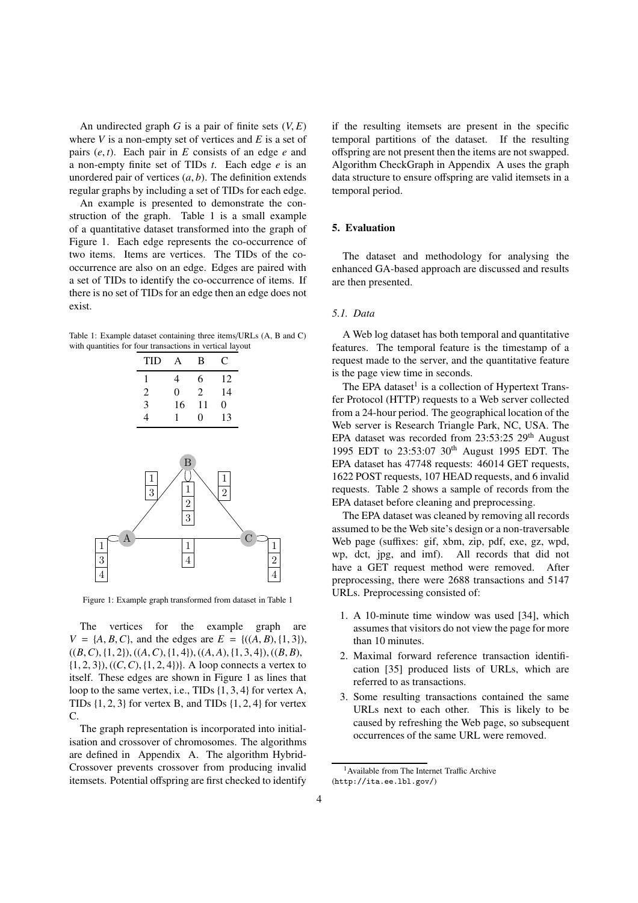An undirected graph $G$ is a pair of finite sets $(V, E)$ where $V$ is a non-empty set of vertices and $E$ is a set of pairs $(e, t)$. Each pair in $E$ consists of an edge $e$ and a non-empty finite set of TIDs $t$. Each edge $e$ is an unordered pair of vertices $(a, b)$. The definition extends regular graphs by including a set of TIDs for each edge.

An example is presented to demonstrate the construction of the graph. Table 1 is a small example of a quantitative dataset transformed into the graph of Figure 1. Each edge represents the co-occurrence of two items. Items are vertices. The TIDs of the co-occurrence are also on an edge. Edges are paired with a set of TIDs to identify the co-occurrence of items. If there is no set of TIDs for an edge then an edge does not exist.

Table 1: Example dataset containing three items/URLs (A, B and C) with quantities for four transactions in vertical layout

| TID | A | B | C |
|---|---|---|---|
| 1 | 4 | 6 | 12 |
| 2 | 0 | 2 | 14 |
| 3 | 16 | 11 | 0 |
| 4 | 1 | 0 | 13 |

Figure 1: Example graph transformed from dataset in Table 1

The vertices for the example graph are $V = \{A, B, C\}$, and the edges are $E = \{((A, B), \{1, 3\}), ((B, C), \{1, 2\}), ((A, C), \{1, 4\}), ((A, A), \{1, 3, 4\}), ((B, B), \{1, 2, 3\}), ((C, C), \{1, 2, 4\})\}$. A loop connects a vertex to itself. These edges are shown in Figure 1 as lines that loop to the same vertex, i.e., TIDs $\{1, 3, 4\}$ for vertex A, TIDs $\{1, 2, 3\}$ for vertex B, and TIDs $\{1, 2, 4\}$ for vertex C.

The graph representation is incorporated into initialisation and crossover of chromosomes. The algorithms are defined in Appendix A. The algorithm Hybrid-Crossover prevents crossover from producing invalid itemsets. Potential offspring are first checked to identify if the resulting itemsets are present in the specific temporal partitions of the dataset. If the resulting offspring are not present then the items are not swapped. Algorithm CheckGraph in Appendix A uses the graph data structure to ensure offspring are valid itemsets in a temporal period.

## 5. Evaluation

The dataset and methodology for analysing the enhanced GA-based approach are discussed and results are then presented.

### 5.1. Data

A Web log dataset has both temporal and quantitative features. The temporal feature is the timestamp of a request made to the server, and the quantitative feature is the page view time in seconds.

The EPA dataset[1] is a collection of Hypertext Transfer Protocol (HTTP) requests to a Web server collected from a 24-hour period. The geographical location of the Web server is Research Triangle Park, NC, USA. The EPA dataset was recorded from 23:53:25 29th August 1995 EDT to 23:53:07 30th August 1995 EDT. The EPA dataset has 47748 requests: 46014 GET requests, 1622 POST requests, 107 HEAD requests, and 6 invalid requests. Table 2 shows a sample of records from the EPA dataset before cleaning and preprocessing.

The EPA dataset was cleaned by removing all records assumed to be the Web site's design or a non-traversable Web page (suffixes: gif, xbm, zip, pdf, exe, gz, wpd, wp, dct, jpg, and imf). All records that did not have a GET request method were removed. After preprocessing, there were 2688 transactions and 5147 URLs. Preprocessing consisted of:

1. A 10-minute time window was used [34], which assumes that visitors do not view the page for more than 10 minutes.
2. Maximal forward reference transaction identification [35] produced lists of URLs, which are referred to as transactions.
3. Some resulting transactions contained the same URLs next to each other. This is likely to be caused by refreshing the Web page, so subsequent occurrences of the same URL were removed.

[1] Available from The Internet Traffic Archive (http://ita.ee.lbl.gov/)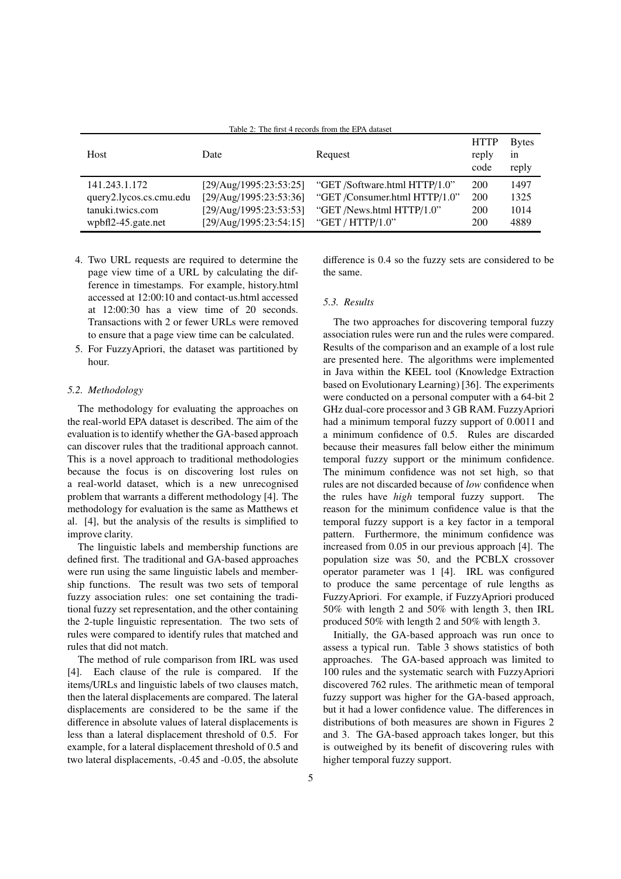Table 2: The first 4 records from the EPA dataset

| Host | Date | Request | HTTP reply code | Bytes in reply |
|---|---|---|---|---|
| 141.243.1.172 | [29/Aug/1995:23:53:25] | "GET /Software.html HTTP/1.0" | 200 | 1497 |
| query2.lycos.cs.cmu.edu | [29/Aug/1995:23:53:36] | "GET /Consumer.html HTTP/1.0" | 200 | 1325 |
| tanuki.twics.com | [29/Aug/1995:23:53:53] | "GET /News.html HTTP/1.0" | 200 | 1014 |
| wpbfl2-45.gate.net | [29/Aug/1995:23:54:15] | "GET / HTTP/1.0" | 200 | 4889 |

4. Two URL requests are required to determine the page view time of a URL by calculating the difference in timestamps. For example, history.html accessed at 12:00:10 and contact-us.html accessed at 12:00:30 has a view time of 20 seconds. Transactions with 2 or fewer URLs were removed to ensure that a page view time can be calculated.
5. For FuzzyApriori, the dataset was partitioned by hour.

### 5.2. Methodology

The methodology for evaluating the approaches on the real-world EPA dataset is described. The aim of the evaluation is to identify whether the GA-based approach can discover rules that the traditional approach cannot. This is a novel approach to traditional methodologies because the focus is on discovering lost rules on a real-world dataset, which is a new unrecognised problem that warrants a different methodology [4]. The methodology for evaluation is the same as Matthews et al. [4], but the analysis of the results is simplified to improve clarity.

The linguistic labels and membership functions are defined first. The traditional and GA-based approaches were run using the same linguistic labels and membership functions. The result was two sets of temporal fuzzy association rules: one set containing the traditional fuzzy set representation, and the other containing the 2-tuple linguistic representation. The two sets of rules were compared to identify rules that matched and rules that did not match.

The method of rule comparison from IRL was used [4]. Each clause of the rule is compared. If the items/URLs and linguistic labels of two clauses match, then the lateral displacements are compared. The lateral displacements are considered to be the same if the difference in absolute values of lateral displacements is less than a lateral displacement threshold of 0.5. For example, for a lateral displacement threshold of 0.5 and two lateral displacements, -0.45 and -0.05, the absolute difference is 0.4 so the fuzzy sets are considered to be the same.

### 5.3. Results

The two approaches for discovering temporal fuzzy association rules were run and the rules were compared. Results of the comparison and an example of a lost rule are presented here. The algorithms were implemented in Java within the KEEL tool (Knowledge Extraction based on Evolutionary Learning) [36]. The experiments were conducted on a personal computer with a 64-bit 2 GHz dual-core processor and 3 GB RAM. FuzzyApriori had a minimum temporal fuzzy support of 0.0011 and a minimum confidence of 0.5. Rules are discarded because their measures fall below either the minimum temporal fuzzy support or the minimum confidence. The minimum confidence was not set high, so that rules are not discarded because of *low* confidence when the rules have *high* temporal fuzzy support. The reason for the minimum confidence value is that the temporal fuzzy support is a key factor in a temporal pattern. Furthermore, the minimum confidence was increased from 0.05 in our previous approach [4]. The population size was 50, and the PCBLX crossover operator parameter was 1 [4]. IRL was configured to produce the same percentage of rule lengths as FuzzyApriori. For example, if FuzzyApriori produced 50% with length 2 and 50% with length 3, then IRL produced 50% with length 2 and 50% with length 3.

Initially, the GA-based approach was run once to assess a typical run. Table 3 shows statistics of both approaches. The GA-based approach was limited to 100 rules and the systematic search with FuzzyApriori discovered 762 rules. The arithmetic mean of temporal fuzzy support was higher for the GA-based approach, but it had a lower confidence value. The differences in distributions of both measures are shown in Figures 2 and 3. The GA-based approach takes longer, but this is outweighed by its benefit of discovering rules with higher temporal fuzzy support.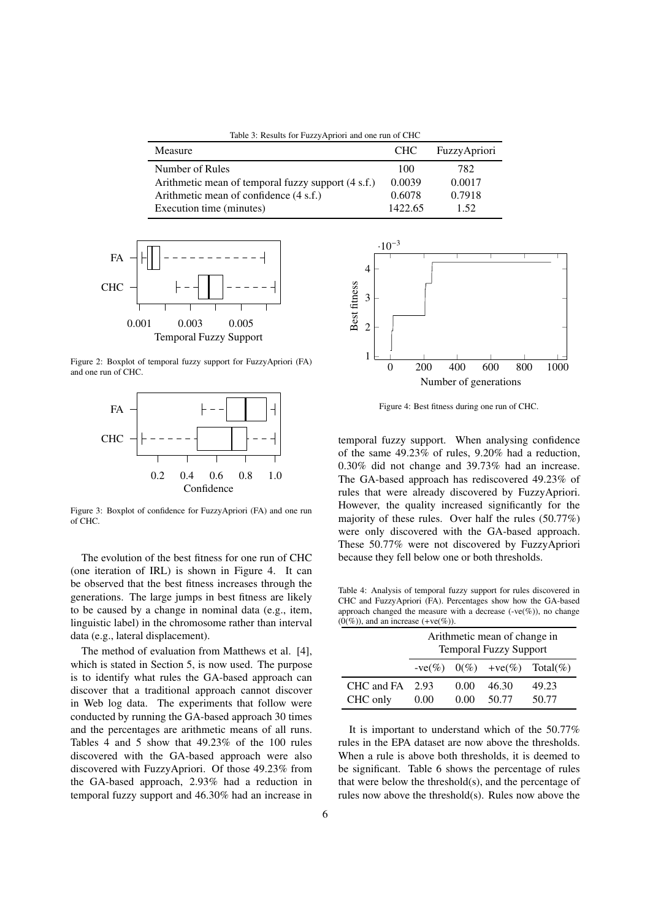Table 3: Results for FuzzyApriori and one run of CHC

| Measure | CHC | FuzzyApriori |
|---|---|---|
| Number of Rules | 100 | 782 |
| Arithmetic mean of temporal fuzzy support (4 s.f.) | 0.0039 | 0.0017 |
| Arithmetic mean of confidence (4 s.f.) | 0.6078 | 0.7918 |
| Execution time (minutes) | 1422.65 | 1.52 |

Figure 2: Boxplot of temporal fuzzy support for FuzzyApriori (FA) and one run of CHC.

Figure 3: Boxplot of confidence for FuzzyApriori (FA) and one run of CHC.

The evolution of the best fitness for one run of CHC (one iteration of IRL) is shown in Figure 4. It can be observed that the best fitness increases through the generations. The large jumps in best fitness are likely to be caused by a change in nominal data (e.g., item, linguistic label) in the chromosome rather than interval data (e.g., lateral displacement).

The method of evaluation from Matthews et al. [4], which is stated in Section 5, is now used. The purpose is to identify what rules the GA-based approach can discover that a traditional approach cannot discover in Web log data. The experiments that follow were conducted by running the GA-based approach 30 times and the percentages are arithmetic means of all runs. Tables 4 and 5 show that 49.23% of the 100 rules discovered with the GA-based approach were also discovered with FuzzyApriori. Of those 49.23% from the GA-based approach, 2.93% had a reduction in temporal fuzzy support and 46.30% had an increase in temporal fuzzy support. When analysing confidence of the same 49.23% of rules, 9.20% had a reduction, 0.30% did not change and 39.73% had an increase. The GA-based approach has rediscovered 49.23% of rules that were already discovered by FuzzyApriori. However, the quality increased significantly for the majority of these rules. Over half the rules (50.77%) were only discovered with the GA-based approach. These 50.77% were not discovered by FuzzyApriori because they fell below one or both thresholds.

Figure 4: Best fitness during one run of CHC.

Table 4: Analysis of temporal fuzzy support for rules discovered in CHC and FuzzyApriori (FA). Percentages show how the GA-based approach changed the measure with a decrease (-ve(%)), no change (0(%)), and an increase (+ve(%)).

| | Arithmetic mean of change in Temporal Fuzzy Support | | | |
|---|---|---|---|---|
| | -ve(%) | 0(%) | +ve(%) | Total(%) |
| CHC and FA | 2.93 | 0.00 | 46.30 | 49.23 |
| CHC only | 0.00 | 0.00 | 50.77 | 50.77 |

It is important to understand which of the 50.77% rules in the EPA dataset are now above the thresholds. When a rule is above both thresholds, it is deemed to be significant. Table 6 shows the percentage of rules that were below the threshold(s), and the percentage of rules now above the threshold(s). Rules now above the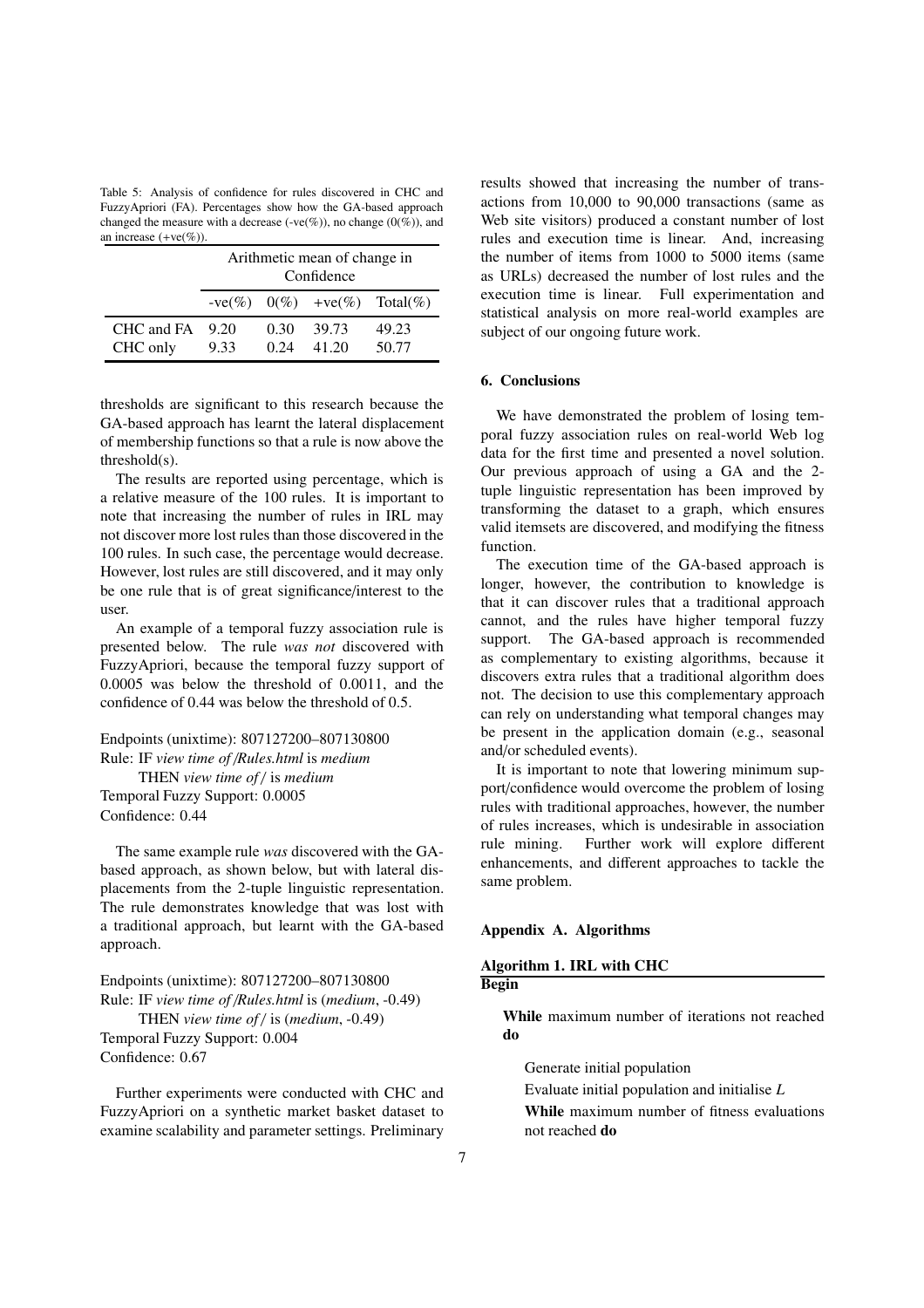Table 5: Analysis of confidence for rules discovered in CHC and FuzzyApriori (FA). Percentages show how the GA-based approach changed the measure with a decrease (-ve(%)), no change (0(%)), and an increase (+ve(%)).

| | Arithmetic mean of change in Confidence | | | |
|---|---|---|---|---|
| | -ve(%) | 0(%) | +ve(%) | Total(%) |
| CHC and FA | 9.20 | 0.30 | 39.73 | 49.23 |
| CHC only | 9.33 | 0.24 | 41.20 | 50.77 |

thresholds are significant to this research because the GA-based approach has learnt the lateral displacement of membership functions so that a rule is now above the threshold(s).

The results are reported using percentage, which is a relative measure of the 100 rules. It is important to note that increasing the number of rules in IRL may not discover more lost rules than those discovered in the 100 rules. In such case, the percentage would decrease. However, lost rules are still discovered, and it may only be one rule that is of great significance/interest to the user.

An example of a temporal fuzzy association rule is presented below. The rule *was not* discovered with FuzzyApriori, because the temporal fuzzy support of 0.0005 was below the threshold of 0.0011, and the confidence of 0.44 was below the threshold of 0.5.

Endpoints (unixtime): 807127200–807130800
Rule: IF *view time of /Rules.html* is *medium*
THEN *view time of /* is *medium*
Temporal Fuzzy Support: 0.0005
Confidence: 0.44

The same example rule *was* discovered with the GA-based approach, as shown below, but with lateral displacements from the 2-tuple linguistic representation. The rule demonstrates knowledge that was lost with a traditional approach, but learnt with the GA-based approach.

Endpoints (unixtime): 807127200–807130800
Rule: IF *view time of /Rules.html* is (*medium*, -0.49)
THEN *view time of /* is (*medium*, -0.49)
Temporal Fuzzy Support: 0.004
Confidence: 0.67

Further experiments were conducted with CHC and FuzzyApriori on a synthetic market basket dataset to examine scalability and parameter settings. Preliminary results showed that increasing the number of transactions from 10,000 to 90,000 transactions (same as Web site visitors) produced a constant number of lost rules and execution time is linear. And, increasing the number of items from 1000 to 5000 items (same as URLs) decreased the number of lost rules and the execution time is linear. Full experimentation and statistical analysis on more real-world examples are subject of our ongoing future work.

## 6. Conclusions

We have demonstrated the problem of losing temporal fuzzy association rules on real-world Web log data for the first time and presented a novel solution. Our previous approach of using a GA and the 2-tuple linguistic representation has been improved by transforming the dataset to a graph, which ensures valid itemsets are discovered, and modifying the fitness function.

The execution time of the GA-based approach is longer, however, the contribution to knowledge is that it can discover rules that a traditional approach cannot, and the rules have higher temporal fuzzy support. The GA-based approach is recommended as complementary to existing algorithms, because it discovers extra rules that a traditional algorithm does not. The decision to use this complementary approach can rely on understanding what temporal changes may be present in the application domain (e.g., seasonal and/or scheduled events).

It is important to note that lowering minimum support/confidence would overcome the problem of losing rules with traditional approaches, however, the number of rules increases, which is undesirable in association rule mining. Further work will explore different enhancements, and different approaches to tackle the same problem.

## Appendix A. Algorithms

**Algorithm 1. IRL with CHC**

**Begin**

**While** maximum number of iterations not reached **do**

Generate initial population

Evaluate initial population and initialise *L*

**While** maximum number of fitness evaluations not reached **do**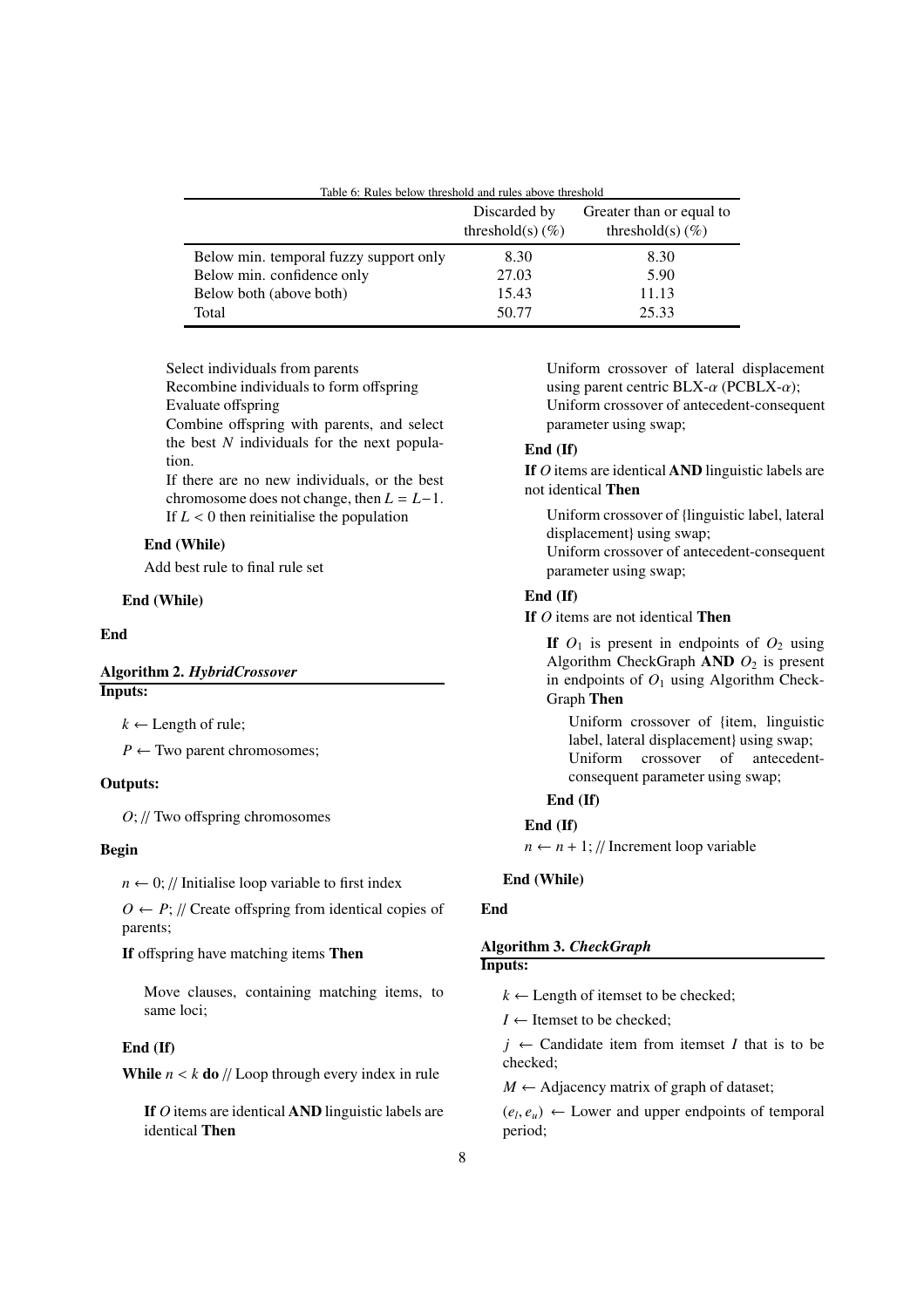Table 6: Rules below threshold and rules above threshold

| | Discarded by threshold(s) (%) | Greater than or equal to threshold(s) (%) |
|---|---|---|
| Below min. temporal fuzzy support only | 8.30 | 8.30 |
| Below min. confidence only | 27.03 | 5.90 |
| Below both (above both) | 15.43 | 11.13 |
| Total | 50.77 | 25.33 |

Select individuals from parents
Recombine individuals to form offspring
Evaluate offspring
Combine offspring with parents, and select the best $N$ individuals for the next population.
If there are no new individuals, or the best chromosome does not change, then $L = L-1$.
If $L < 0$ then reinitialise the population

**End (While)**

Add best rule to final rule set

**End (While)**

**End**

**Algorithm 2.** ***HybridCrossover***

**Inputs:**

$k \leftarrow$ Length of rule;

$P \leftarrow$ Two parent chromosomes;

**Outputs:**

$O$; // Two offspring chromosomes

**Begin**

$n \leftarrow 0$; // Initialise loop variable to first index

$O \leftarrow P$; // Create offspring from identical copies of parents;

**If** offspring have matching items **Then**

Move clauses, containing matching items, to same loci;

**End (If)**

**While** $n < k$ **do** // Loop through every index in rule

**If** $O$ items are identical **AND** linguistic labels are identical **Then**

Uniform crossover of lateral displacement using parent centric BLX-$\alpha$ (PCBLX-$\alpha$);
Uniform crossover of antecedent-consequent parameter using swap;

**End (If)**

**If** $O$ items are identical **AND** linguistic labels are not identical **Then**

Uniform crossover of {linguistic label, lateral displacement} using swap;
Uniform crossover of antecedent-consequent parameter using swap;

**End (If)**

**If** $O$ items are not identical **Then**

**If** $O_1$ is present in endpoints of $O_2$ using Algorithm CheckGraph **AND** $O_2$ is present in endpoints of $O_1$ using Algorithm CheckGraph **Then**

Uniform crossover of {item, linguistic label, lateral displacement} using swap;
Uniform crossover of antecedent-consequent parameter using swap;

**End (If)**

**End (If)**

$n \leftarrow n + 1$; // Increment loop variable

**End (While)**

**End**

**Algorithm 3.** ***CheckGraph***

**Inputs:**

$k \leftarrow$ Length of itemset to be checked;

$I \leftarrow$ Itemset to be checked;

$j \leftarrow$ Candidate item from itemset $I$ that is to be checked;

$M \leftarrow$ Adjacency matrix of graph of dataset;

$(e_l, e_u) \leftarrow$ Lower and upper endpoints of temporal period;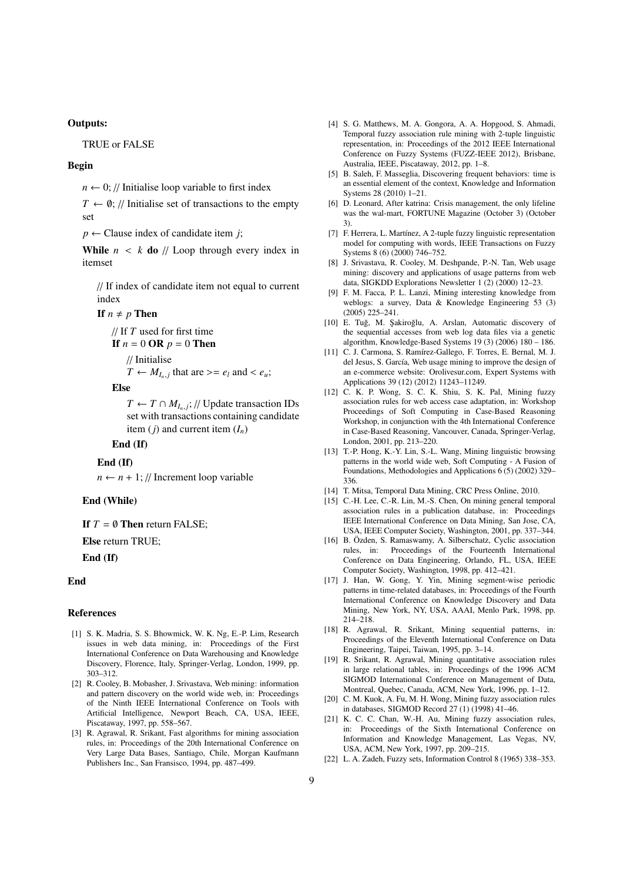**Outputs:**

TRUE or FALSE

**Begin**

$n \leftarrow 0$; // Initialise loop variable to first index

$T \leftarrow \emptyset$; // Initialise set of transactions to the empty set

$p \leftarrow$ Clause index of candidate item $j$;

**While** $n < k$ **do** // Loop through every index in itemset

// If index of candidate item not equal to current index

**If** $n \neq p$ **Then**

// If $T$ used for first time

**If** $n = 0$ **OR** $p = 0$ **Then**

// Initialise

$T \leftarrow M_{I_n,j}$ that are $>= e_l$ and $< e_u$;

**Else**

$T \leftarrow T \cap M_{I_n,j}$; // Update transaction IDs set with transactions containing candidate item ($j$) and current item ($I_n$)

**End (If)**

**End (If)**

$n \leftarrow n + 1$; // Increment loop variable

**End (While)**

**If** $T = \emptyset$ **Then** return FALSE;

**Else** return TRUE;

**End (If)**

**End**

## References

[1] S. K. Madria, S. S. Bhowmick, W. K. Ng, E.-P. Lim, Research issues in web data mining, in: Proceedings of the First International Conference on Data Warehousing and Knowledge Discovery, Florence, Italy, Springer-Verlag, London, 1999, pp. 303–312.

[2] R. Cooley, B. Mobasher, J. Srivastava, Web mining: information and pattern discovery on the world wide web, in: Proceedings of the Ninth IEEE International Conference on Tools with Artificial Intelligence, Newport Beach, CA, USA, IEEE, Piscataway, 1997, pp. 558–567.

[3] R. Agrawal, R. Srikant, Fast algorithms for mining association rules, in: Proceedings of the 20th International Conference on Very Large Data Bases, Santiago, Chile, Morgan Kaufmann Publishers Inc., San Fransisco, 1994, pp. 487–499.

[4] S. G. Matthews, M. A. Gongora, A. A. Hopgood, S. Ahmadi, Temporal fuzzy association rule mining with 2-tuple linguistic representation, in: Proceedings of the 2012 IEEE International Conference on Fuzzy Systems (FUZZ-IEEE 2012), Brisbane, Australia, IEEE, Piscataway, 2012, pp. 1–8.

[5] B. Saleh, F. Masseglia, Discovering frequent behaviors: time is an essential element of the context, Knowledge and Information Systems 28 (2010) 1–21.

[6] D. Leonard, After katrina: Crisis management, the only lifeline was the wal-mart, FORTUNE Magazine (October 3) (October 3).

[7] F. Herrera, L. Martínez, A 2-tuple fuzzy linguistic representation model for computing with words, IEEE Transactions on Fuzzy Systems 8 (6) (2000) 746–752.

[8] J. Srivastava, R. Cooley, M. Deshpande, P.-N. Tan, Web usage mining: discovery and applications of usage patterns from web data, SIGKDD Explorations Newsletter 1 (2) (2000) 12–23.

[9] F. M. Facca, P. L. Lanzi, Mining interesting knowledge from weblogs: a survey, Data & Knowledge Engineering 53 (3) (2005) 225–241.

[10] E. Tuğ, M. Şakiroğlu, A. Arslan, Automatic discovery of the sequential accesses from web log data files via a genetic algorithm, Knowledge-Based Systems 19 (3) (2006) 180 – 186.

[11] C. J. Carmona, S. Ramírez-Gallego, F. Torres, E. Bernal, M. J. del Jesus, S. García, Web usage mining to improve the design of an e-commerce website: Orolivesur.com, Expert Systems with Applications 39 (12) (2012) 11243–11249.

[12] C. K. P. Wong, S. C. K. Shiu, S. K. Pal, Mining fuzzy association rules for web access case adaptation, in: Workshop Proceedings of Soft Computing in Case-Based Reasoning Workshop, in conjunction with the 4th International Conference in Case-Based Reasoning, Vancouver, Canada, Springer-Verlag, London, 2001, pp. 213–220.

[13] T.-P. Hong, K.-Y. Lin, S.-L. Wang, Mining linguistic browsing patterns in the world wide web, Soft Computing - A Fusion of Foundations, Methodologies and Applications 6 (5) (2002) 329–336.

[14] T. Mitsa, Temporal Data Mining, CRC Press Online, 2010.

[15] C.-H. Lee, C.-R. Lin, M.-S. Chen, On mining general temporal association rules in a publication database, in: Proceedings IEEE International Conference on Data Mining, San Jose, CA, USA, IEEE Computer Society, Washington, 2001, pp. 337–344.

[16] B. Özden, S. Ramaswamy, A. Silberschatz, Cyclic association rules, in: Proceedings of the Fourteenth International Conference on Data Engineering, Orlando, FL, USA, IEEE Computer Society, Washington, 1998, pp. 412–421.

[17] J. Han, W. Gong, Y. Yin, Mining segment-wise periodic patterns in time-related databases, in: Proceedings of the Fourth International Conference on Knowledge Discovery and Data Mining, New York, NY, USA, AAAI, Menlo Park, 1998, pp. 214–218.

[18] R. Agrawal, R. Srikant, Mining sequential patterns, in: Proceedings of the Eleventh International Conference on Data Engineering, Taipei, Taiwan, 1995, pp. 3–14.

[19] R. Srikant, R. Agrawal, Mining quantitative association rules in large relational tables, in: Proceedings of the 1996 ACM SIGMOD International Conference on Management of Data, Montreal, Quebec, Canada, ACM, New York, 1996, pp. 1–12.

[20] C. M. Kuok, A. Fu, M. H. Wong, Mining fuzzy association rules in databases, SIGMOD Record 27 (1) (1998) 41–46.

[21] K. C. C. Chan, W.-H. Au, Mining fuzzy association rules, in: Proceedings of the Sixth International Conference on Information and Knowledge Management, Las Vegas, NV, USA, ACM, New York, 1997, pp. 209–215.

[22] L. A. Zadeh, Fuzzy sets, Information Control 8 (1965) 338–353.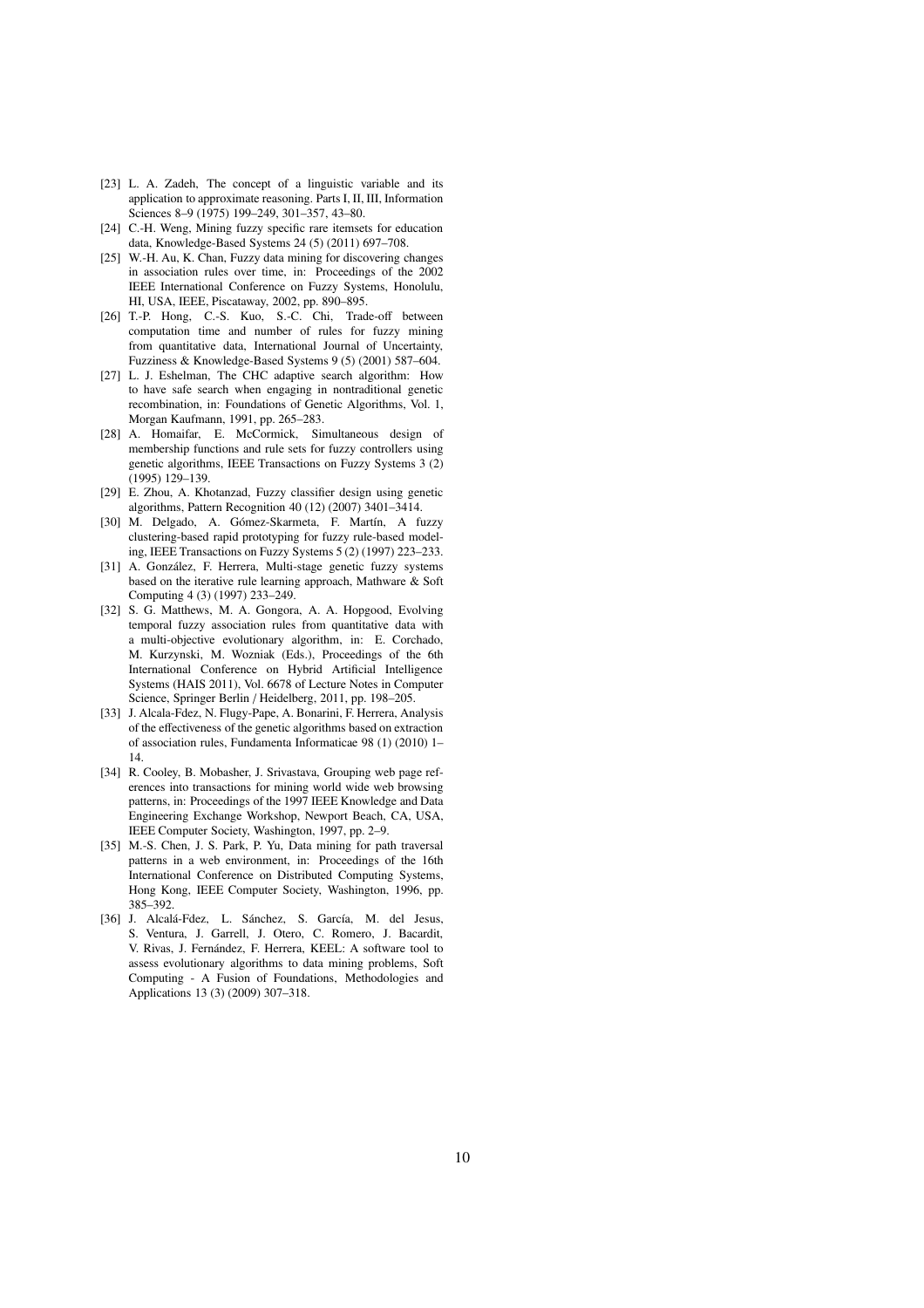[23] L. A. Zadeh, The concept of a linguistic variable and its application to approximate reasoning. Parts I, II, III, Information Sciences 8–9 (1975) 199–249, 301–357, 43–80.

[24] C.-H. Weng, Mining fuzzy specific rare itemsets for education data, Knowledge-Based Systems 24 (5) (2011) 697–708.

[25] W.-H. Au, K. Chan, Fuzzy data mining for discovering changes in association rules over time, in: Proceedings of the 2002 IEEE International Conference on Fuzzy Systems, Honolulu, HI, USA, IEEE, Piscataway, 2002, pp. 890–895.

[26] T.-P. Hong, C.-S. Kuo, S.-C. Chi, Trade-off between computation time and number of rules for fuzzy mining from quantitative data, International Journal of Uncertainty, Fuzziness & Knowledge-Based Systems 9 (5) (2001) 587–604.

[27] L. J. Eshelman, The CHC adaptive search algorithm: How to have safe search when engaging in nontraditional genetic recombination, in: Foundations of Genetic Algorithms, Vol. 1, Morgan Kaufmann, 1991, pp. 265–283.

[28] A. Homaifar, E. McCormick, Simultaneous design of membership functions and rule sets for fuzzy controllers using genetic algorithms, IEEE Transactions on Fuzzy Systems 3 (2) (1995) 129–139.

[29] E. Zhou, A. Khotanzad, Fuzzy classifier design using genetic algorithms, Pattern Recognition 40 (12) (2007) 3401–3414.

[30] M. Delgado, A. Gómez-Skarmeta, F. Martín, A fuzzy clustering-based rapid prototyping for fuzzy rule-based modeling, IEEE Transactions on Fuzzy Systems 5 (2) (1997) 223–233.

[31] A. González, F. Herrera, Multi-stage genetic fuzzy systems based on the iterative rule learning approach, Mathware & Soft Computing 4 (3) (1997) 233–249.

[32] S. G. Matthews, M. A. Gongora, A. A. Hopgood, Evolving temporal fuzzy association rules from quantitative data with a multi-objective evolutionary algorithm, in: E. Corchado, M. Kurzynski, M. Wozniak (Eds.), Proceedings of the 6th International Conference on Hybrid Artificial Intelligence Systems (HAIS 2011), Vol. 6678 of Lecture Notes in Computer Science, Springer Berlin / Heidelberg, 2011, pp. 198–205.

[33] J. Alcala-Fdez, N. Flugy-Pape, A. Bonarini, F. Herrera, Analysis of the effectiveness of the genetic algorithms based on extraction of association rules, Fundamenta Informaticae 98 (1) (2010) 1–14.

[34] R. Cooley, B. Mobasher, J. Srivastava, Grouping web page references into transactions for mining world wide web browsing patterns, in: Proceedings of the 1997 IEEE Knowledge and Data Engineering Exchange Workshop, Newport Beach, CA, USA, IEEE Computer Society, Washington, 1997, pp. 2–9.

[35] M.-S. Chen, J. S. Park, P. Yu, Data mining for path traversal patterns in a web environment, in: Proceedings of the 16th International Conference on Distributed Computing Systems, Hong Kong, IEEE Computer Society, Washington, 1996, pp. 385–392.

[36] J. Alcalá-Fdez, L. Sánchez, S. García, M. del Jesus, S. Ventura, J. Garrell, J. Otero, C. Romero, J. Bacardit, V. Rivas, J. Fernández, F. Herrera, KEEL: A software tool to assess evolutionary algorithms to data mining problems, Soft Computing - A Fusion of Foundations, Methodologies and Applications 13 (3) (2009) 307–318.